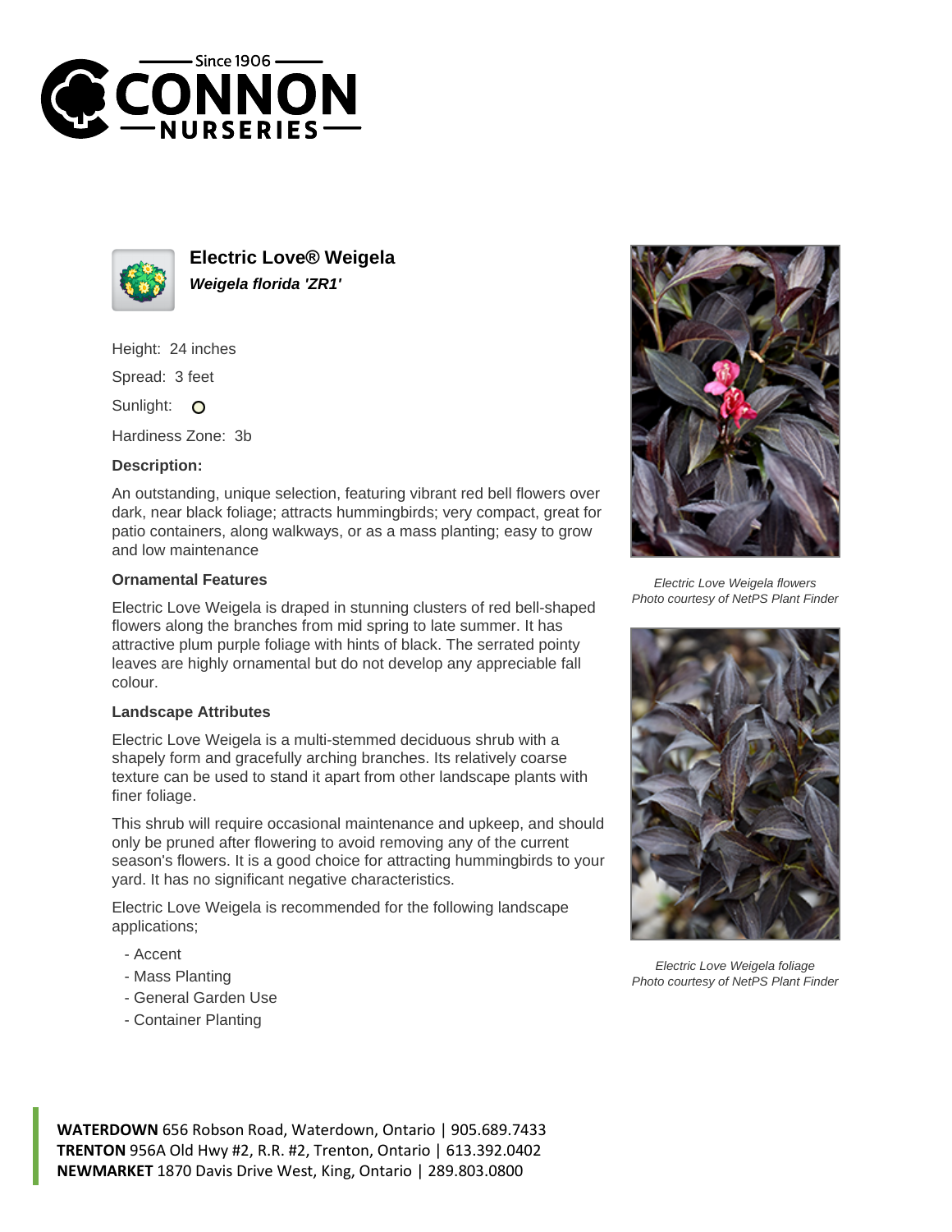# Electric Love® Weigela

***Weigela florida 'ZR1'***

Height: 24 inches

Spread: 3 feet

Sunlight: O

Hardiness Zone: 3b

**Description:**

An outstanding, unique selection, featuring vibrant red bell flowers over dark, near black foliage; attracts hummingbirds; very compact, great for patio containers, along walkways, or as a mass planting; easy to grow and low maintenance

**Ornamental Features**

Electric Love Weigela is draped in stunning clusters of red bell-shaped flowers along the branches from mid spring to late summer. It has attractive plum purple foliage with hints of black. The serrated pointy leaves are highly ornamental but do not develop any appreciable fall colour.

**Landscape Attributes**

Electric Love Weigela is a multi-stemmed deciduous shrub with a shapely form and gracefully arching branches. Its relatively coarse texture can be used to stand it apart from other landscape plants with finer foliage.

This shrub will require occasional maintenance and upkeep, and should only be pruned after flowering to avoid removing any of the current season's flowers. It is a good choice for attracting hummingbirds to your yard. It has no significant negative characteristics.

Electric Love Weigela is recommended for the following landscape applications;

- Accent
- Mass Planting
- General Garden Use
- Container Planting

*Electric Love Weigela flowers*
*Photo courtesy of NetPS Plant Finder*

*Electric Love Weigela foliage*
*Photo courtesy of NetPS Plant Finder*

**WATERDOWN** 656 Robson Road, Waterdown, Ontario | 905.689.7433
**TRENTON** 956A Old Hwy #2, R.R. #2, Trenton, Ontario | 613.392.0402
**NEWMARKET** 1870 Davis Drive West, King, Ontario | 289.803.0800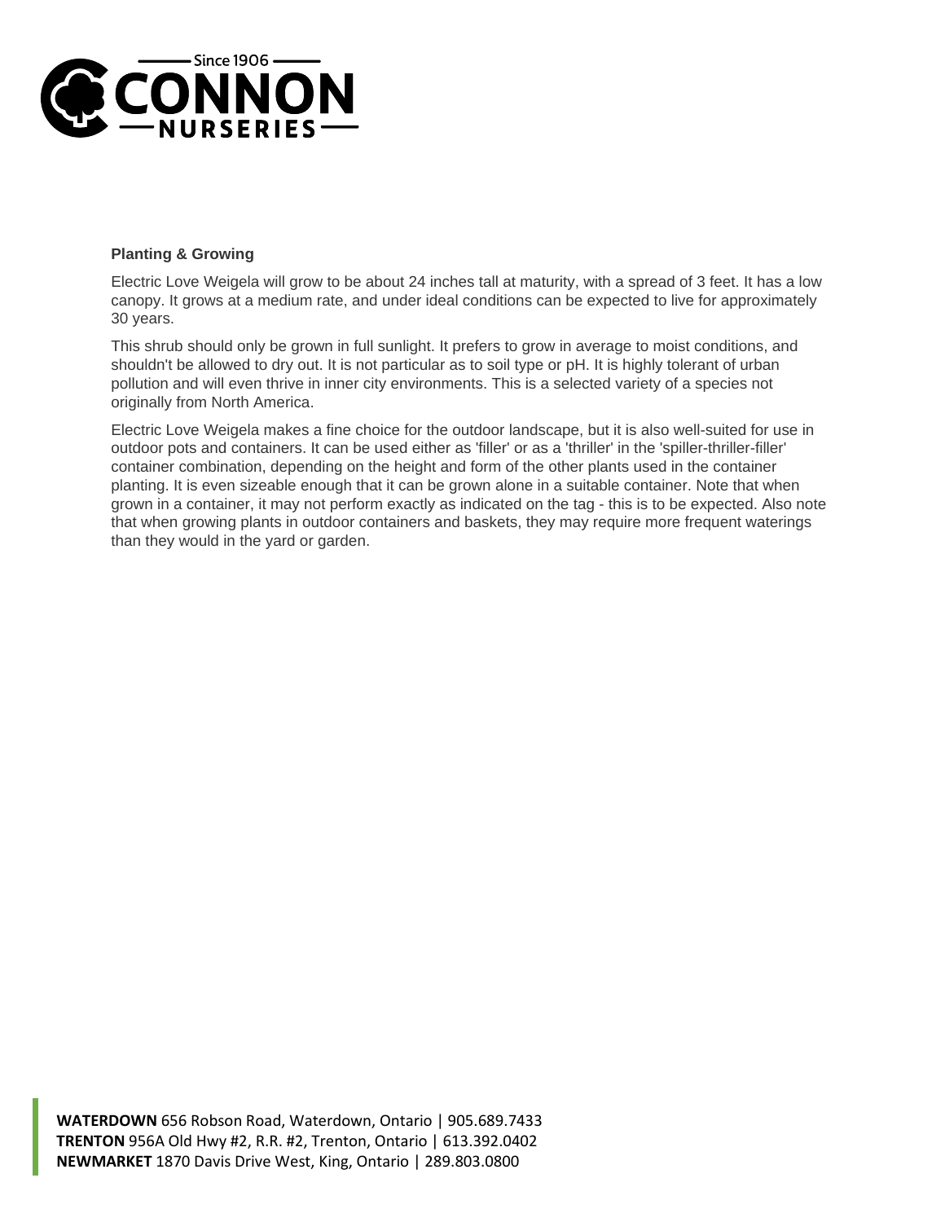**Planting & Growing**

Electric Love Weigela will grow to be about 24 inches tall at maturity, with a spread of 3 feet. It has a low canopy. It grows at a medium rate, and under ideal conditions can be expected to live for approximately 30 years.

This shrub should only be grown in full sunlight. It prefers to grow in average to moist conditions, and shouldn't be allowed to dry out. It is not particular as to soil type or pH. It is highly tolerant of urban pollution and will even thrive in inner city environments. This is a selected variety of a species not originally from North America.

Electric Love Weigela makes a fine choice for the outdoor landscape, but it is also well-suited for use in outdoor pots and containers. It can be used either as 'filler' or as a 'thriller' in the 'spiller-thriller-filler' container combination, depending on the height and form of the other plants used in the container planting. It is even sizeable enough that it can be grown alone in a suitable container. Note that when grown in a container, it may not perform exactly as indicated on the tag - this is to be expected. Also note that when growing plants in outdoor containers and baskets, they may require more frequent waterings than they would in the yard or garden.

**WATERDOWN** 656 Robson Road, Waterdown, Ontario | 905.689.7433
**TRENTON** 956A Old Hwy #2, R.R. #2, Trenton, Ontario | 613.392.0402
**NEWMARKET** 1870 Davis Drive West, King, Ontario | 289.803.0800